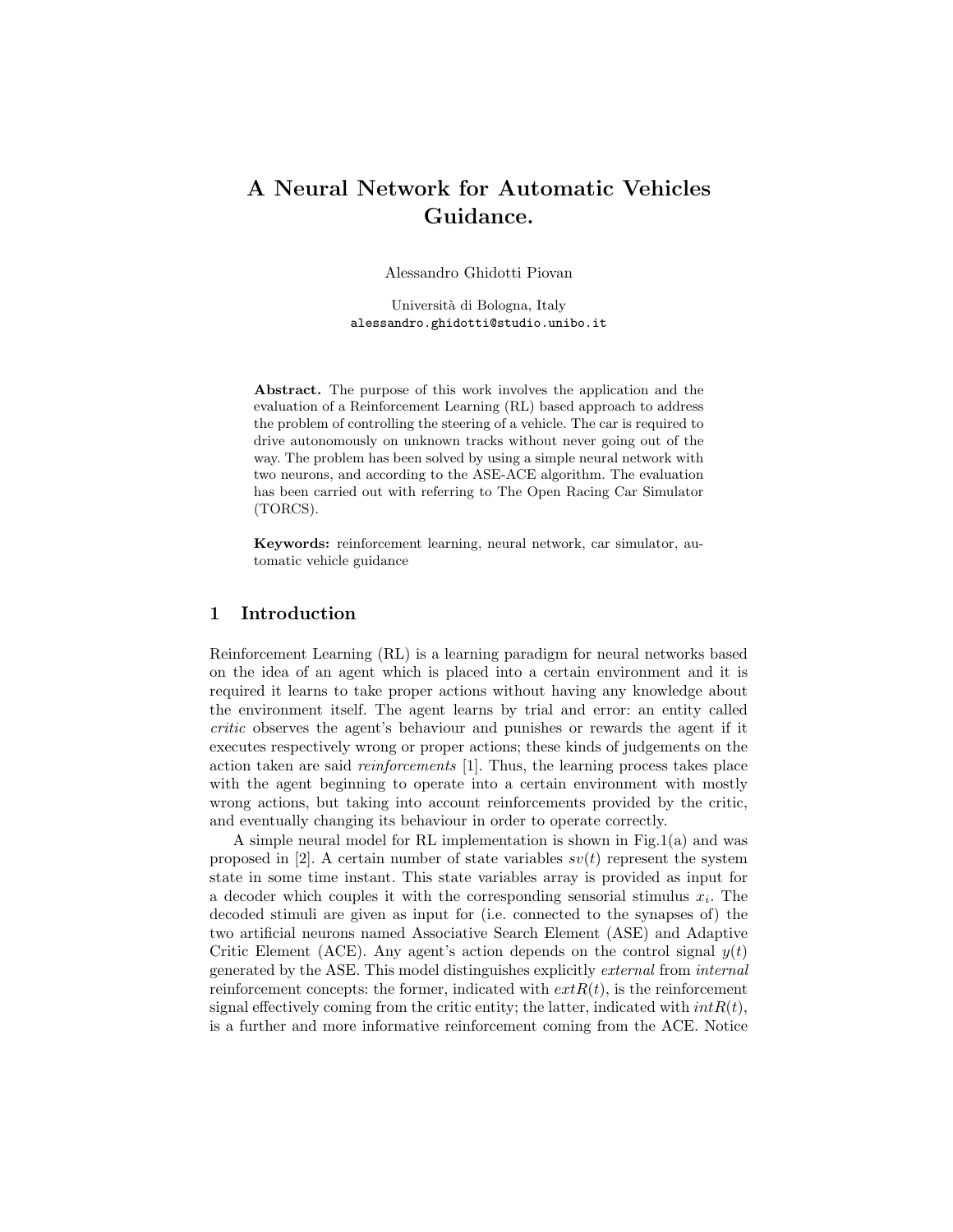# A Neural Network for Automatic Vehicles Guidance.

Alessandro Ghidotti Piovan

Università di Bologna, Italy
alessandro.ghidotti@studio.unibo.it

**Abstract.** The purpose of this work involves the application and the evaluation of a Reinforcement Learning (RL) based approach to address the problem of controlling the steering of a vehicle. The car is required to drive autonomously on unknown tracks without never going out of the way. The problem has been solved by using a simple neural network with two neurons, and according to the ASE-ACE algorithm. The evaluation has been carried out with referring to The Open Racing Car Simulator (TORCS).

**Keywords:** reinforcement learning, neural network, car simulator, automatic vehicle guidance

## 1 Introduction

Reinforcement Learning (RL) is a learning paradigm for neural networks based on the idea of an agent which is placed into a certain environment and it is required it learns to take proper actions without having any knowledge about the environment itself. The agent learns by trial and error: an entity called *critic* observes the agent's behaviour and punishes or rewards the agent if it executes respectively wrong or proper actions; these kinds of judgements on the action taken are said *reinforcements* [1]. Thus, the learning process takes place with the agent beginning to operate into a certain environment with mostly wrong actions, but taking into account reinforcements provided by the critic, and eventually changing its behaviour in order to operate correctly.

A simple neural model for RL implementation is shown in Fig.1(a) and was proposed in [2]. A certain number of state variables $sv(t)$ represent the system state in some time instant. This state variables array is provided as input for a decoder which couples it with the corresponding sensorial stimulus $x_i$. The decoded stimuli are given as input for (i.e. connected to the synapses of) the two artificial neurons named Associative Search Element (ASE) and Adaptive Critic Element (ACE). Any agent's action depends on the control signal $y(t)$ generated by the ASE. This model distinguishes explicitly *external* from *internal* reinforcement concepts: the former, indicated with $extR(t)$, is the reinforcement signal effectively coming from the critic entity; the latter, indicated with $intR(t)$, is a further and more informative reinforcement coming from the ACE. Notice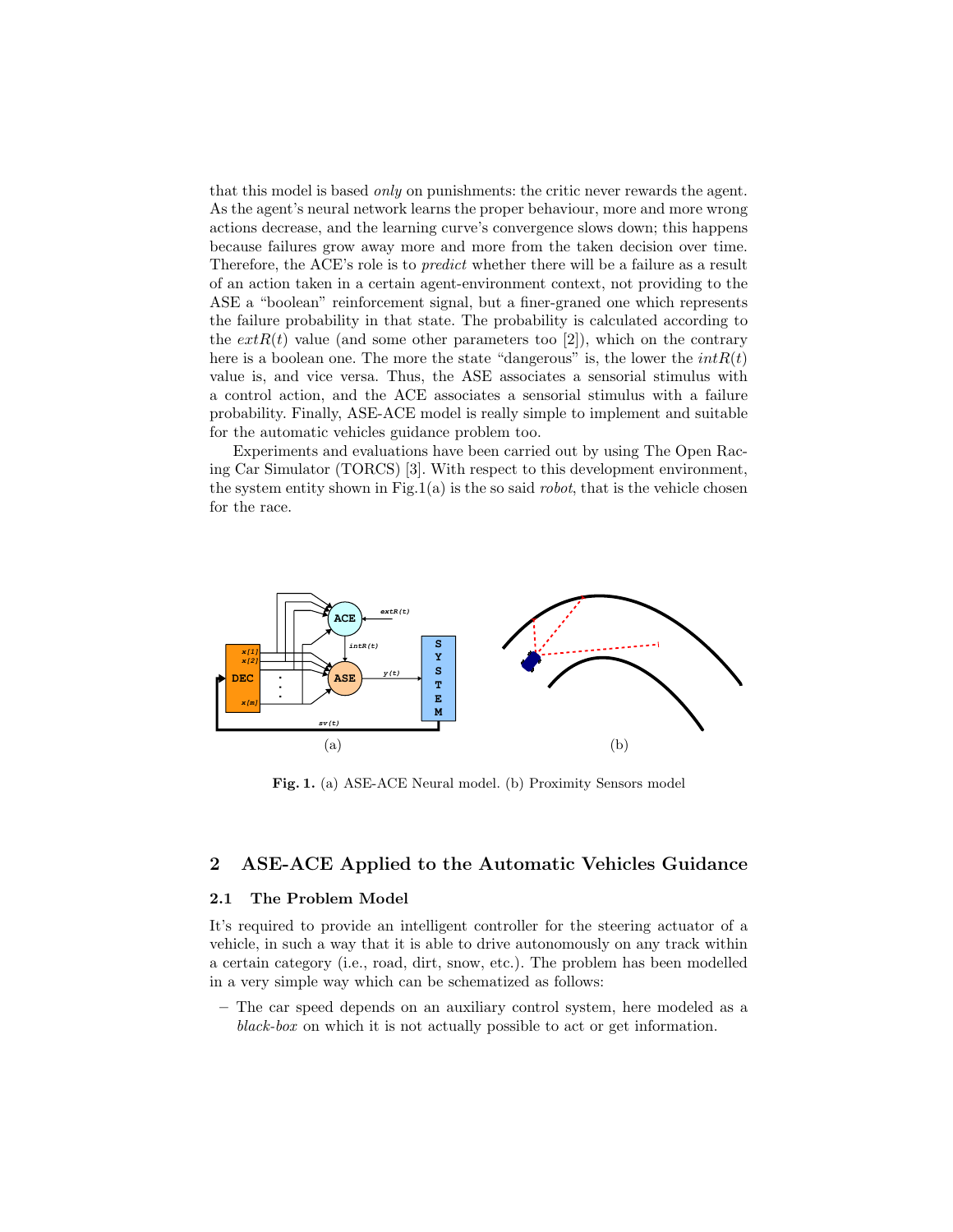that this model is based *only* on punishments: the critic never rewards the agent. As the agent's neural network learns the proper behaviour, more and more wrong actions decrease, and the learning curve's convergence slows down; this happens because failures grow away more and more from the taken decision over time. Therefore, the ACE's role is to *predict* whether there will be a failure as a result of an action taken in a certain agent-environment context, not providing to the ASE a "boolean" reinforcement signal, but a finer-graned one which represents the failure probability in that state. The probability is calculated according to the $extR(t)$ value (and some other parameters too [2]), which on the contrary here is a boolean one. The more the state "dangerous" is, the lower the $intR(t)$ value is, and vice versa. Thus, the ASE associates a sensorial stimulus with a control action, and the ACE associates a sensorial stimulus with a failure probability. Finally, ASE-ACE model is really simple to implement and suitable for the automatic vehicles guidance problem too.

Experiments and evaluations have been carried out by using The Open Racing Car Simulator (TORCS) [3]. With respect to this development environment, the system entity shown in Fig.1(a) is the so said *robot*, that is the vehicle chosen for the race.

**Fig. 1.** (a) ASE-ACE Neural model. (b) Proximity Sensors model

## 2 ASE-ACE Applied to the Automatic Vehicles Guidance

### 2.1 The Problem Model

It's required to provide an intelligent controller for the steering actuator of a vehicle, in such a way that it is able to drive autonomously on any track within a certain category (i.e., road, dirt, snow, etc.). The problem has been modelled in a very simple way which can be schematized as follows:

- The car speed depends on an auxiliary control system, here modeled as a *black-box* on which it is not actually possible to act or get information.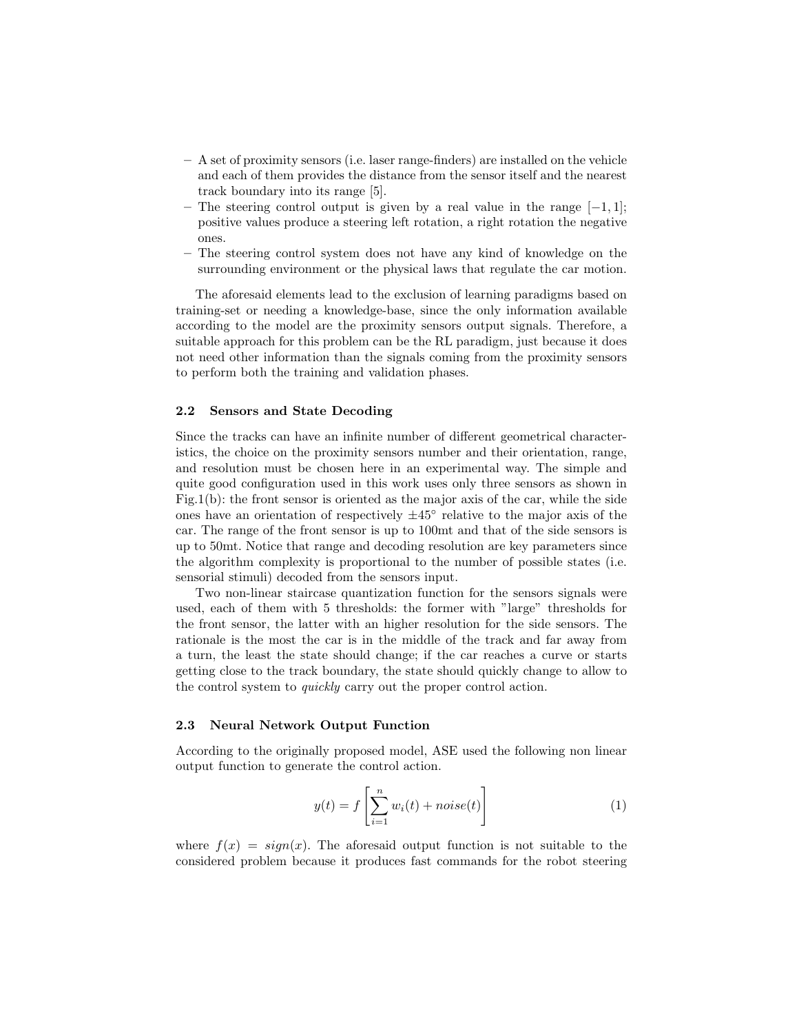- A set of proximity sensors (i.e. laser range-finders) are installed on the vehicle and each of them provides the distance from the sensor itself and the nearest track boundary into its range [5].
- The steering control output is given by a real value in the range $[-1, 1]$; positive values produce a steering left rotation, a right rotation the negative ones.
- The steering control system does not have any kind of knowledge on the surrounding environment or the physical laws that regulate the car motion.

The aforesaid elements lead to the exclusion of learning paradigms based on training-set or needing a knowledge-base, since the only information available according to the model are the proximity sensors output signals. Therefore, a suitable approach for this problem can be the RL paradigm, just because it does not need other information than the signals coming from the proximity sensors to perform both the training and validation phases.

### 2.2 Sensors and State Decoding

Since the tracks can have an infinite number of different geometrical characteristics, the choice on the proximity sensors number and their orientation, range, and resolution must be chosen here in an experimental way. The simple and quite good configuration used in this work uses only three sensors as shown in Fig.1(b): the front sensor is oriented as the major axis of the car, while the side ones have an orientation of respectively $\pm 45°$ relative to the major axis of the car. The range of the front sensor is up to 100mt and that of the side sensors is up to 50mt. Notice that range and decoding resolution are key parameters since the algorithm complexity is proportional to the number of possible states (i.e. sensorial stimuli) decoded from the sensors input.

Two non-linear staircase quantization function for the sensors signals were used, each of them with 5 thresholds: the former with "large" thresholds for the front sensor, the latter with an higher resolution for the side sensors. The rationale is the most the car is in the middle of the track and far away from a turn, the least the state should change; if the car reaches a curve or starts getting close to the track boundary, the state should quickly change to allow to the control system to *quickly* carry out the proper control action.

### 2.3 Neural Network Output Function

According to the originally proposed model, ASE used the following non linear output function to generate the control action.

$$y(t) = f\left[\sum_{i=1}^{n} w_i(t) + noise(t)\right] \tag{1}$$

where $f(x) = sign(x)$. The aforesaid output function is not suitable to the considered problem because it produces fast commands for the robot steering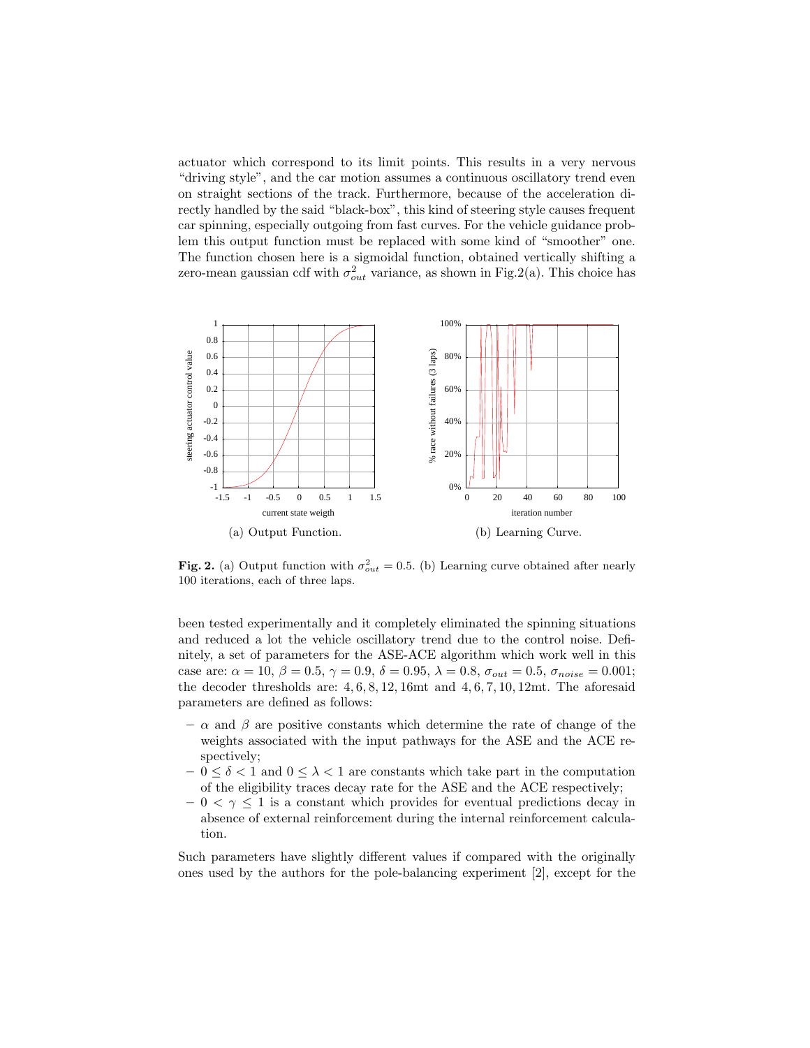actuator which correspond to its limit points. This results in a very nervous "driving style", and the car motion assumes a continuous oscillatory trend even on straight sections of the track. Furthermore, because of the acceleration directly handled by the said "black-box", this kind of steering style causes frequent car spinning, especially outgoing from fast curves. For the vehicle guidance problem this output function must be replaced with some kind of "smoother" one. The function chosen here is a sigmoidal function, obtained vertically shifting a zero-mean gaussian cdf with $\sigma_{out}^2$ variance, as shown in Fig.2(a). This choice has

(a) Output Function.

(b) Learning Curve.

**Fig. 2.** (a) Output function with $\sigma_{out}^2 = 0.5$. (b) Learning curve obtained after nearly 100 iterations, each of three laps.

been tested experimentally and it completely eliminated the spinning situations and reduced a lot the vehicle oscillatory trend due to the control noise. Definitely, a set of parameters for the ASE-ACE algorithm which work well in this case are: $\alpha = 10$, $\beta = 0.5$, $\gamma = 0.9$, $\delta = 0.95$, $\lambda = 0.8$, $\sigma_{out} = 0.5$, $\sigma_{noise} = 0.001$; the decoder thresholds are: $4, 6, 8, 12, 16$mt and $4, 6, 7, 10, 12$mt. The aforesaid parameters are defined as follows:

- $\alpha$ and $\beta$ are positive constants which determine the rate of change of the weights associated with the input pathways for the ASE and the ACE respectively;
- $0 \leq \delta < 1$ and $0 \leq \lambda < 1$ are constants which take part in the computation of the eligibility traces decay rate for the ASE and the ACE respectively;
- $0 < \gamma \leq 1$ is a constant which provides for eventual predictions decay in absence of external reinforcement during the internal reinforcement calculation.

Such parameters have slightly different values if compared with the originally ones used by the authors for the pole-balancing experiment [2], except for the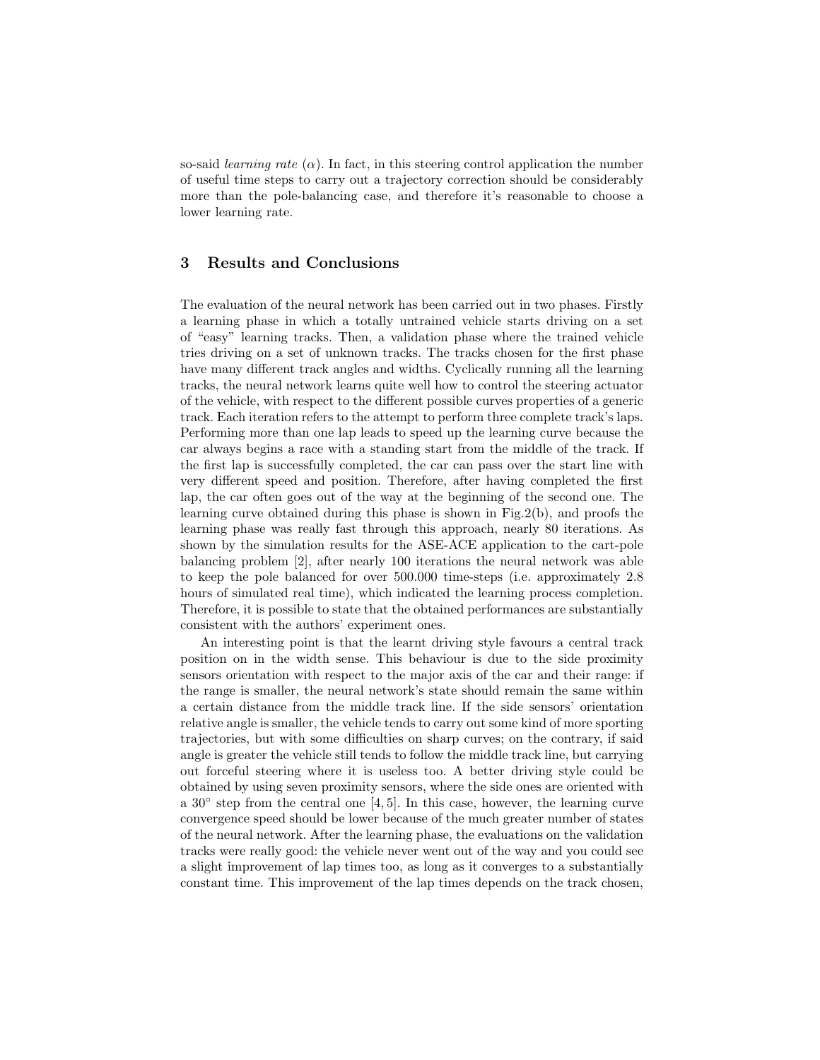so-said *learning rate* ($\alpha$). In fact, in this steering control application the number of useful time steps to carry out a trajectory correction should be considerably more than the pole-balancing case, and therefore it's reasonable to choose a lower learning rate.

## 3 Results and Conclusions

The evaluation of the neural network has been carried out in two phases. Firstly a learning phase in which a totally untrained vehicle starts driving on a set of "easy" learning tracks. Then, a validation phase where the trained vehicle tries driving on a set of unknown tracks. The tracks chosen for the first phase have many different track angles and widths. Cyclically running all the learning tracks, the neural network learns quite well how to control the steering actuator of the vehicle, with respect to the different possible curves properties of a generic track. Each iteration refers to the attempt to perform three complete track's laps. Performing more than one lap leads to speed up the learning curve because the car always begins a race with a standing start from the middle of the track. If the first lap is successfully completed, the car can pass over the start line with very different speed and position. Therefore, after having completed the first lap, the car often goes out of the way at the beginning of the second one. The learning curve obtained during this phase is shown in Fig.2(b), and proofs the learning phase was really fast through this approach, nearly 80 iterations. As shown by the simulation results for the ASE-ACE application to the cart-pole balancing problem [2], after nearly 100 iterations the neural network was able to keep the pole balanced for over 500.000 time-steps (i.e. approximately 2.8 hours of simulated real time), which indicated the learning process completion. Therefore, it is possible to state that the obtained performances are substantially consistent with the authors' experiment ones.

An interesting point is that the learnt driving style favours a central track position on in the width sense. This behaviour is due to the side proximity sensors orientation with respect to the major axis of the car and their range: if the range is smaller, the neural network's state should remain the same within a certain distance from the middle track line. If the side sensors' orientation relative angle is smaller, the vehicle tends to carry out some kind of more sporting trajectories, but with some difficulties on sharp curves; on the contrary, if said angle is greater the vehicle still tends to follow the middle track line, but carrying out forceful steering where it is useless too. A better driving style could be obtained by using seven proximity sensors, where the side ones are oriented with a $30^{\circ}$ step from the central one [4, 5]. In this case, however, the learning curve convergence speed should be lower because of the much greater number of states of the neural network. After the learning phase, the evaluations on the validation tracks were really good: the vehicle never went out of the way and you could see a slight improvement of lap times too, as long as it converges to a substantially constant time. This improvement of the lap times depends on the track chosen,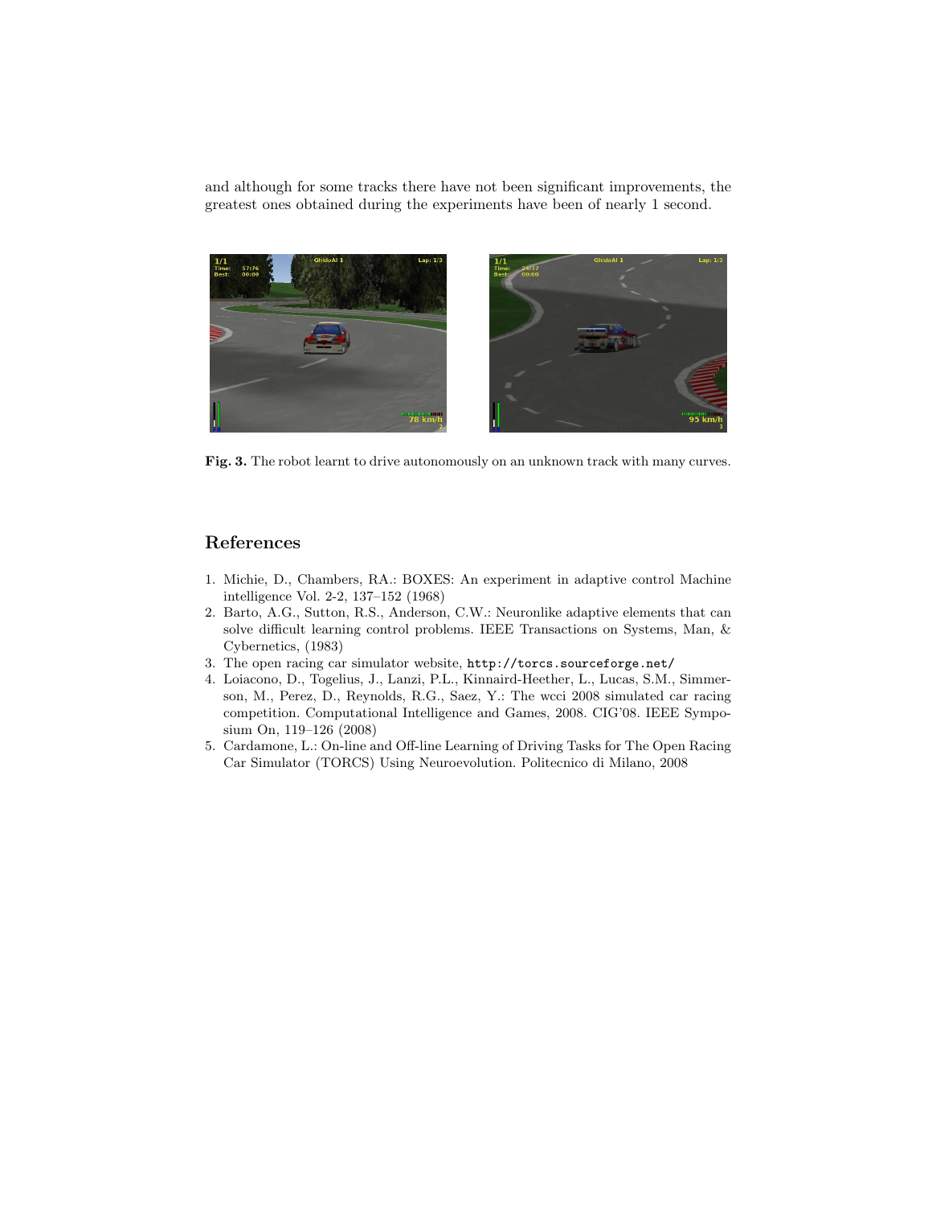and although for some tracks there have not been significant improvements, the greatest ones obtained during the experiments have been of nearly 1 second.

**Fig. 3.** The robot learnt to drive autonomously on an unknown track with many curves.

## References

1. Michie, D., Chambers, RA.: BOXES: An experiment in adaptive control Machine intelligence Vol. 2-2, 137–152 (1968)
2. Barto, A.G., Sutton, R.S., Anderson, C.W.: Neuronlike adaptive elements that can solve difficult learning control problems. IEEE Transactions on Systems, Man, & Cybernetics, (1983)
3. The open racing car simulator website, `http://torcs.sourceforge.net/`
4. Loiacono, D., Togelius, J., Lanzi, P.L., Kinnaird-Heether, L., Lucas, S.M., Simmerson, M., Perez, D., Reynolds, R.G., Saez, Y.: The wcci 2008 simulated car racing competition. Computational Intelligence and Games, 2008. CIG'08. IEEE Symposium On, 119–126 (2008)
5. Cardamone, L.: On-line and Off-line Learning of Driving Tasks for The Open Racing Car Simulator (TORCS) Using Neuroevolution. Politecnico di Milano, 2008